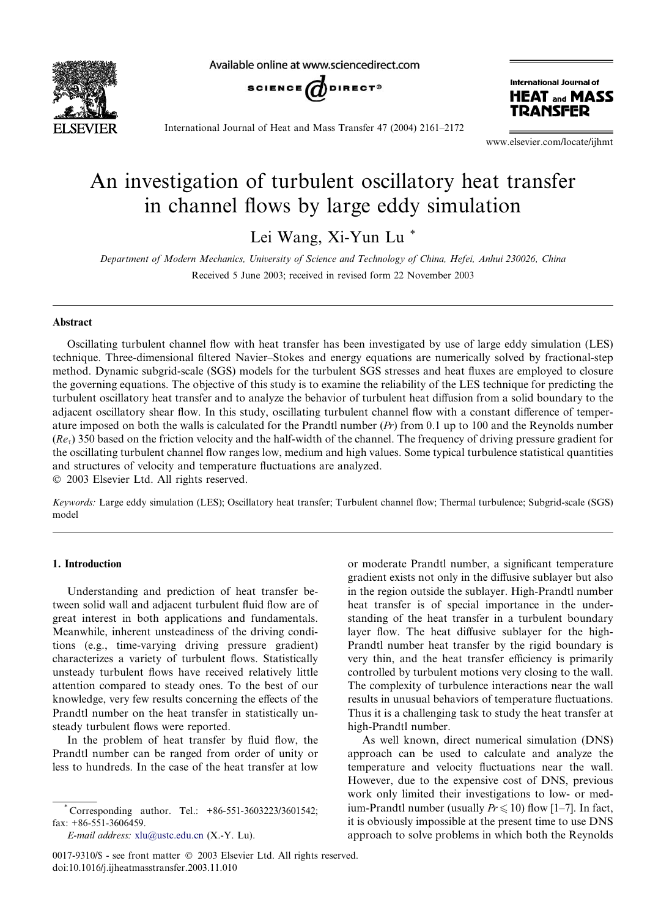# An investigation of turbulent oscillatory heat transfer in channel flows by large eddy simulation

Lei Wang, Xi-Yun Lu *

*Department of Modern Mechanics, University of Science and Technology of China, Hefei, Anhui 230026, China*

Received 5 June 2003; received in revised form 22 November 2003

## Abstract

Oscillating turbulent channel flow with heat transfer has been investigated by use of large eddy simulation (LES) technique. Three-dimensional filtered Navier–Stokes and energy equations are numerically solved by fractional-step method. Dynamic subgrid-scale (SGS) models for the turbulent SGS stresses and heat fluxes are employed to closure the governing equations. The objective of this study is to examine the reliability of the LES technique for predicting the turbulent oscillatory heat transfer and to analyze the behavior of turbulent heat diffusion from a solid boundary to the adjacent oscillatory shear flow. In this study, oscillating turbulent channel flow with a constant difference of temperature imposed on both the walls is calculated for the Prandtl number (*Pr*) from 0.1 up to 100 and the Reynolds number ($Re_\tau$) 350 based on the friction velocity and the half-width of the channel. The frequency of driving pressure gradient for the oscillating turbulent channel flow ranges low, medium and high values. Some typical turbulence statistical quantities and structures of velocity and temperature fluctuations are analyzed.

© 2003 Elsevier Ltd. All rights reserved.

*Keywords:* Large eddy simulation (LES); Oscillatory heat transfer; Turbulent channel flow; Thermal turbulence; Subgrid-scale (SGS) model

## 1. Introduction

Understanding and prediction of heat transfer between solid wall and adjacent turbulent fluid flow are of great interest in both applications and fundamentals. Meanwhile, inherent unsteadiness of the driving conditions (e.g., time-varying driving pressure gradient) characterizes a variety of turbulent flows. Statistically unsteady turbulent flows have received relatively little attention compared to steady ones. To the best of our knowledge, very few results concerning the effects of the Prandtl number on the heat transfer in statistically unsteady turbulent flows were reported.

In the problem of heat transfer by fluid flow, the Prandtl number can be ranged from order of unity or less to hundreds. In the case of the heat transfer at low or moderate Prandtl number, a significant temperature gradient exists not only in the diffusive sublayer but also in the region outside the sublayer. High-Prandtl number heat transfer is of special importance in the understanding of the heat transfer in a turbulent boundary layer flow. The heat diffusive sublayer for the high-Prandtl number heat transfer by the rigid boundary is very thin, and the heat transfer efficiency is primarily controlled by turbulent motions very closing to the wall. The complexity of turbulence interactions near the wall results in unusual behaviors of temperature fluctuations. Thus it is a challenging task to study the heat transfer at high-Prandtl number.

As well known, direct numerical simulation (DNS) approach can be used to calculate and analyze the temperature and velocity fluctuations near the wall. However, due to the expensive cost of DNS, previous work only limited their investigations to low- or medium-Prandtl number (usually $Pr \leqslant 10$) flow [1–7]. In fact, it is obviously impossible at the present time to use DNS approach to solve problems in which both the Reynolds

* Corresponding author. Tel.: +86-551-3603223/3601542; fax: +86-551-3606459.

*E-mail address:* xlu@ustc.edu.cn (X.-Y. Lu).

0017-9310/$ - see front matter © 2003 Elsevier Ltd. All rights reserved.
doi:10.1016/j.ijheatmasstransfer.2003.11.010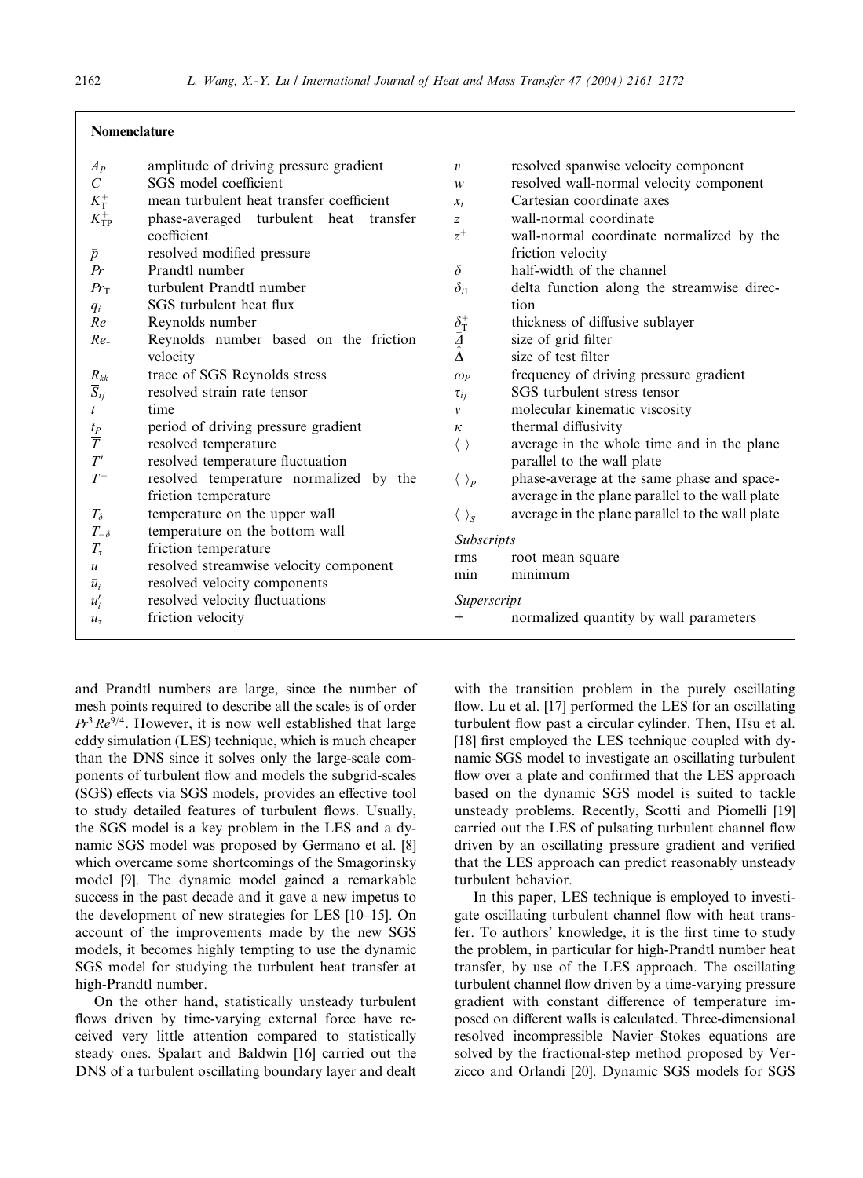## Nomenclature

| Symbol | Description |
|---|---|
| $A_P$ | amplitude of driving pressure gradient |
| $C$ | SGS model coefficient |
| $K_T^+$ | mean turbulent heat transfer coefficient |
| $K_{TP}^+$ | phase-averaged turbulent heat transfer coefficient |
| $\bar{p}$ | resolved modified pressure |
| $Pr$ | Prandtl number |
| $Pr_T$ | turbulent Prandtl number |
| $q_i$ | SGS turbulent heat flux |
| $Re$ | Reynolds number |
| $Re_\tau$ | Reynolds number based on the friction velocity |
| $R_{kk}$ | trace of SGS Reynolds stress |
| $\overline{S}_{ij}$ | resolved strain rate tensor |
| $t$ | time |
| $t_P$ | period of driving pressure gradient |
| $\overline{T}$ | resolved temperature |
| $T'$ | resolved temperature fluctuation |
| $T^+$ | resolved temperature normalized by the friction temperature |
| $T_\delta$ | temperature on the upper wall |
| $T_{-\delta}$ | temperature on the bottom wall |
| $T_\tau$ | friction temperature |
| $u$ | resolved streamwise velocity component |
| $\bar{u}_i$ | resolved velocity components |
| $u_i'$ | resolved velocity fluctuations |
| $u_\tau$ | friction velocity |
| $v$ | resolved spanwise velocity component |
| $w$ | resolved wall-normal velocity component |
| $x_i$ | Cartesian coordinate axes |
| $z$ | wall-normal coordinate |
| $z^+$ | wall-normal coordinate normalized by the friction velocity |
| $\delta$ | half-width of the channel |
| $\delta_{i1}$ | delta function along the streamwise direction |
| $\delta_T^+$ | thickness of diffusive sublayer |
| $\overline{\Delta}$ | size of grid filter |
| $\hat{\overline{\Delta}}$ | size of test filter |
| $\omega_P$ | frequency of driving pressure gradient |
| $\tau_{ij}$ | SGS turbulent stress tensor |
| $\nu$ | molecular kinematic viscosity |
| $\kappa$ | thermal diffusivity |
| $\langle\,\rangle$ | average in the whole time and in the plane parallel to the wall plate |
| $\langle\,\rangle_P$ | phase-average at the same phase and space-average in the plane parallel to the wall plate |
| $\langle\,\rangle_S$ | average in the plane parallel to the wall plate |

*Subscripts*

| Symbol | Description |
|---|---|
| rms | root mean square |
| min | minimum |

*Superscript*

| Symbol | Description |
|---|---|
| + | normalized quantity by wall parameters |

and Prandtl numbers are large, since the number of mesh points required to describe all the scales is of order $Pr^3 Re^{9/4}$. However, it is now well established that large eddy simulation (LES) technique, which is much cheaper than the DNS since it solves only the large-scale components of turbulent flow and models the subgrid-scales (SGS) effects via SGS models, provides an effective tool to study detailed features of turbulent flows. Usually, the SGS model is a key problem in the LES and a dynamic SGS model was proposed by Germano et al. [8] which overcame some shortcomings of the Smagorinsky model [9]. The dynamic model gained a remarkable success in the past decade and it gave a new impetus to the development of new strategies for LES [10–15]. On account of the improvements made by the new SGS models, it becomes highly tempting to use the dynamic SGS model for studying the turbulent heat transfer at high-Prandtl number.

On the other hand, statistically unsteady turbulent flows driven by time-varying external force have received very little attention compared to statistically steady ones. Spalart and Baldwin [16] carried out the DNS of a turbulent oscillating boundary layer and dealt with the transition problem in the purely oscillating flow. Lu et al. [17] performed the LES for an oscillating turbulent flow past a circular cylinder. Then, Hsu et al. [18] first employed the LES technique coupled with dynamic SGS model to investigate an oscillating turbulent flow over a plate and confirmed that the LES approach based on the dynamic SGS model is suited to tackle unsteady problems. Recently, Scotti and Piomelli [19] carried out the LES of pulsating turbulent channel flow driven by an oscillating pressure gradient and verified that the LES approach can predict reasonably unsteady turbulent behavior.

In this paper, LES technique is employed to investigate oscillating turbulent channel flow with heat transfer. To authors' knowledge, it is the first time to study the problem, in particular for high-Prandtl number heat transfer, by use of the LES approach. The oscillating turbulent channel flow driven by a time-varying pressure gradient with constant difference of temperature imposed on different walls is calculated. Three-dimensional resolved incompressible Navier–Stokes equations are solved by the fractional-step method proposed by Verzicco and Orlandi [20]. Dynamic SGS models for SGS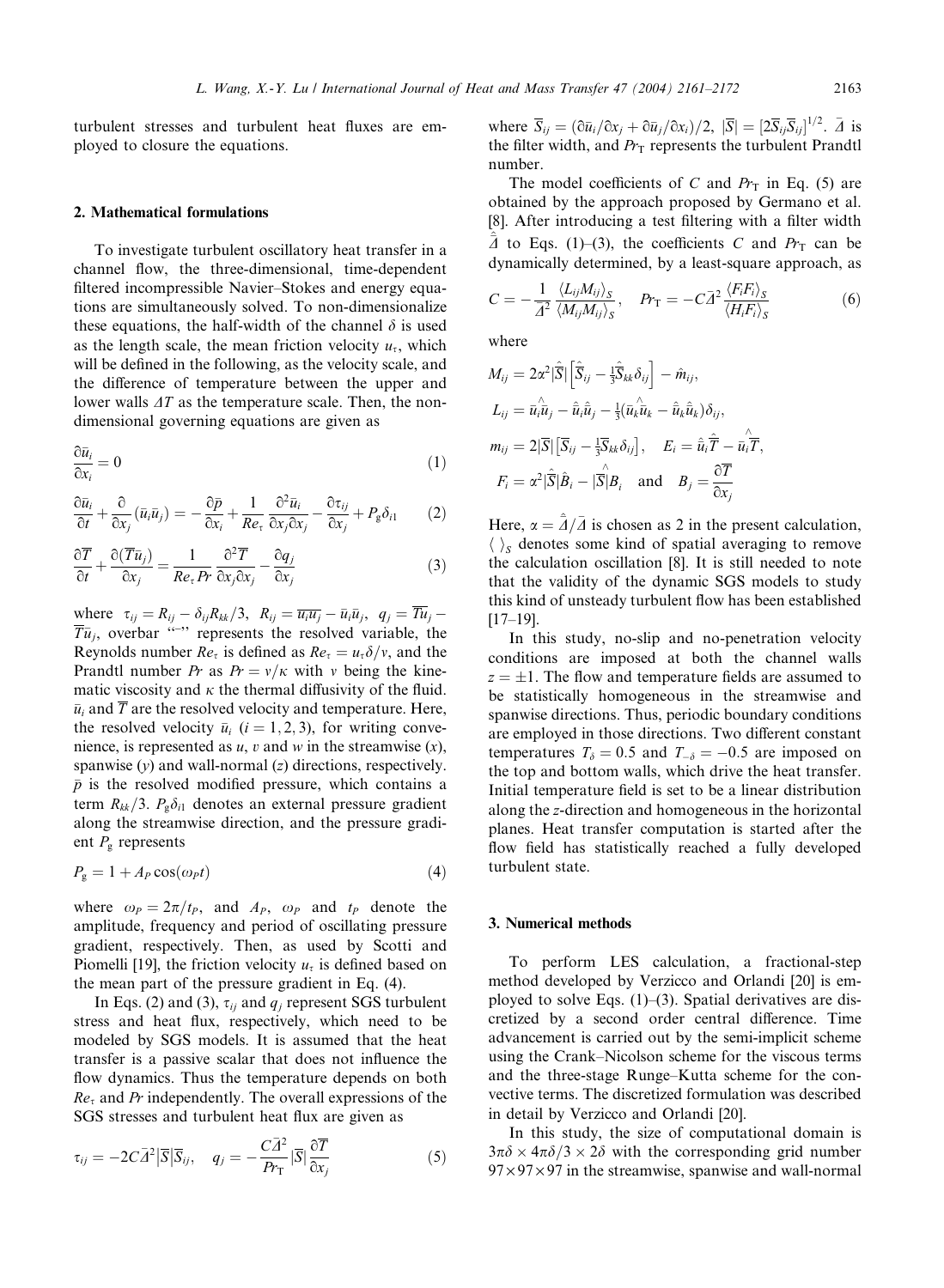turbulent stresses and turbulent heat fluxes are employed to closure the equations.

## 2. Mathematical formulations

To investigate turbulent oscillatory heat transfer in a channel flow, the three-dimensional, time-dependent filtered incompressible Navier–Stokes and energy equations are simultaneously solved. To non-dimensionalize these equations, the half-width of the channel $\delta$ is used as the length scale, the mean friction velocity $u_\tau$, which will be defined in the following, as the velocity scale, and the difference of temperature between the upper and lower walls $\Delta T$ as the temperature scale. Then, the non-dimensional governing equations are given as

$$\frac{\partial \bar{u}_i}{\partial x_i} = 0 \tag{1}$$

$$\frac{\partial \bar{u}_i}{\partial t} + \frac{\partial}{\partial x_j}(\bar{u}_i \bar{u}_j) = -\frac{\partial \bar{p}}{\partial x_i} + \frac{1}{Re_\tau}\frac{\partial^2 \bar{u}_i}{\partial x_j \partial x_j} - \frac{\partial \tau_{ij}}{\partial x_j} + P_g \delta_{i1} \tag{2}$$

$$\frac{\partial \overline{T}}{\partial t} + \frac{\partial(\overline{T}\bar{u}_j)}{\partial x_j} = \frac{1}{Re_\tau Pr}\frac{\partial^2 \overline{T}}{\partial x_j \partial x_j} - \frac{\partial q_j}{\partial x_j} \tag{3}$$

where $\tau_{ij} = R_{ij} - \delta_{ij}R_{kk}/3$, $R_{ij} = \overline{u_i u_j} - \bar{u}_i \bar{u}_j$, $q_j = \overline{Tu}_j - \overline{T}\bar{u}_j$, overbar "$^-$" represents the resolved variable, the Reynolds number $Re_\tau$ is defined as $Re_\tau = u_\tau \delta/\nu$, and the Prandtl number $Pr$ as $Pr = \nu/\kappa$ with $\nu$ being the kinematic viscosity and $\kappa$ the thermal diffusivity of the fluid. $\bar{u}_i$ and $\overline{T}$ are the resolved velocity and temperature. Here, the resolved velocity $\bar{u}_i$ $(i = 1, 2, 3)$, for writing convenience, is represented as $u$, $v$ and $w$ in the streamwise ($x$), spanwise ($y$) and wall-normal ($z$) directions, respectively. $\bar{p}$ is the resolved modified pressure, which contains a term $R_{kk}/3$. $P_g\delta_{i1}$ denotes an external pressure gradient along the streamwise direction, and the pressure gradient $P_g$ represents

$$P_g = 1 + A_P \cos(\omega_P t) \tag{4}$$

where $\omega_P = 2\pi/t_P$, and $A_P$, $\omega_P$ and $t_P$ denote the amplitude, frequency and period of oscillating pressure gradient, respectively. Then, as used by Scotti and Piomelli [19], the friction velocity $u_\tau$ is defined based on the mean part of the pressure gradient in Eq. (4).

In Eqs. (2) and (3), $\tau_{ij}$ and $q_j$ represent SGS turbulent stress and heat flux, respectively, which need to be modeled by SGS models. It is assumed that the heat transfer is a passive scalar that does not influence the flow dynamics. Thus the temperature depends on both $Re_\tau$ and $Pr$ independently. The overall expressions of the SGS stresses and turbulent heat flux are given as

$$\tau_{ij} = -2C\bar{\Delta}^2|\overline{S}|\overline{S}_{ij}, \quad q_j = -\frac{C\bar{\Delta}^2}{Pr_T}|\overline{S}|\frac{\partial \overline{T}}{\partial x_j} \tag{5}$$

where $\overline{S}_{ij} = (\partial \bar{u}_i/\partial x_j + \partial \bar{u}_j/\partial x_i)/2$, $|\overline{S}| = [2\overline{S}_{ij}\overline{S}_{ij}]^{1/2}$. $\bar{\Delta}$ is the filter width, and $Pr_T$ represents the turbulent Prandtl number.

The model coefficients of $C$ and $Pr_T$ in Eq. (5) are obtained by the approach proposed by Germano et al. [8]. After introducing a test filtering with a filter width $\hat{\bar{\Delta}}$ to Eqs. (1)–(3), the coefficients $C$ and $Pr_T$ can be dynamically determined, by a least-square approach, as

$$C = -\frac{1}{\bar{\Delta}^2}\frac{\langle L_{ij}M_{ij}\rangle_S}{\langle M_{ij}M_{ij}\rangle_S}, \quad Pr_T = -C\bar{\Delta}^2\frac{\langle F_i F_i\rangle_S}{\langle H_i F_i\rangle_S} \tag{6}$$

where

$$M_{ij} = 2\alpha^2|\hat{\overline{S}}|\left[\hat{\overline{S}}_{ij} - \tfrac{1}{3}\hat{\overline{S}}_{kk}\delta_{ij}\right] - \hat{m}_{ij},$$

$$L_{ij} = \widehat{\bar{u}_i\bar{u}_j} - \hat{\bar{u}}_i\hat{\bar{u}}_j - \tfrac{1}{3}(\widehat{\bar{u}_k\bar{u}_k} - \hat{\bar{u}}_k\hat{\bar{u}}_k)\delta_{ij},$$

$$m_{ij} = 2|\overline{S}|\left[\overline{S}_{ij} - \tfrac{1}{3}\overline{S}_{kk}\delta_{ij}\right], \quad E_i = \hat{\bar{u}}_i\hat{\overline{T}} - \widehat{\bar{u}_i\overline{T}},$$

$$F_i = \alpha^2|\hat{\overline{S}}|\hat{B}_i - \widehat{|\overline{S}|B_i} \quad \text{and} \quad B_j = \frac{\partial \overline{T}}{\partial x_j}$$

Here, $\alpha = \hat{\bar{\Delta}}/\bar{\Delta}$ is chosen as 2 in the present calculation, $\langle\ \rangle_S$ denotes some kind of spatial averaging to remove the calculation oscillation [8]. It is still needed to note that the validity of the dynamic SGS models to study this kind of unsteady turbulent flow has been established [17–19].

In this study, no-slip and no-penetration velocity conditions are imposed at both the channel walls $z = \pm 1$. The flow and temperature fields are assumed to be statistically homogeneous in the streamwise and spanwise directions. Thus, periodic boundary conditions are employed in those directions. Two different constant temperatures $T_\delta = 0.5$ and $T_{-\delta} = -0.5$ are imposed on the top and bottom walls, which drive the heat transfer. Initial temperature field is set to be a linear distribution along the $z$-direction and homogeneous in the horizontal planes. Heat transfer computation is started after the flow field has statistically reached a fully developed turbulent state.

## 3. Numerical methods

To perform LES calculation, a fractional-step method developed by Verzicco and Orlandi [20] is employed to solve Eqs. (1)–(3). Spatial derivatives are discretized by a second order central difference. Time advancement is carried out by the semi-implicit scheme using the Crank–Nicolson scheme for the viscous terms and the three-stage Runge–Kutta scheme for the convective terms. The discretized formulation was described in detail by Verzicco and Orlandi [20].

In this study, the size of computational domain is $3\pi\delta \times 4\pi\delta/3 \times 2\delta$ with the corresponding grid number $97 \times 97 \times 97$ in the streamwise, spanwise and wall-normal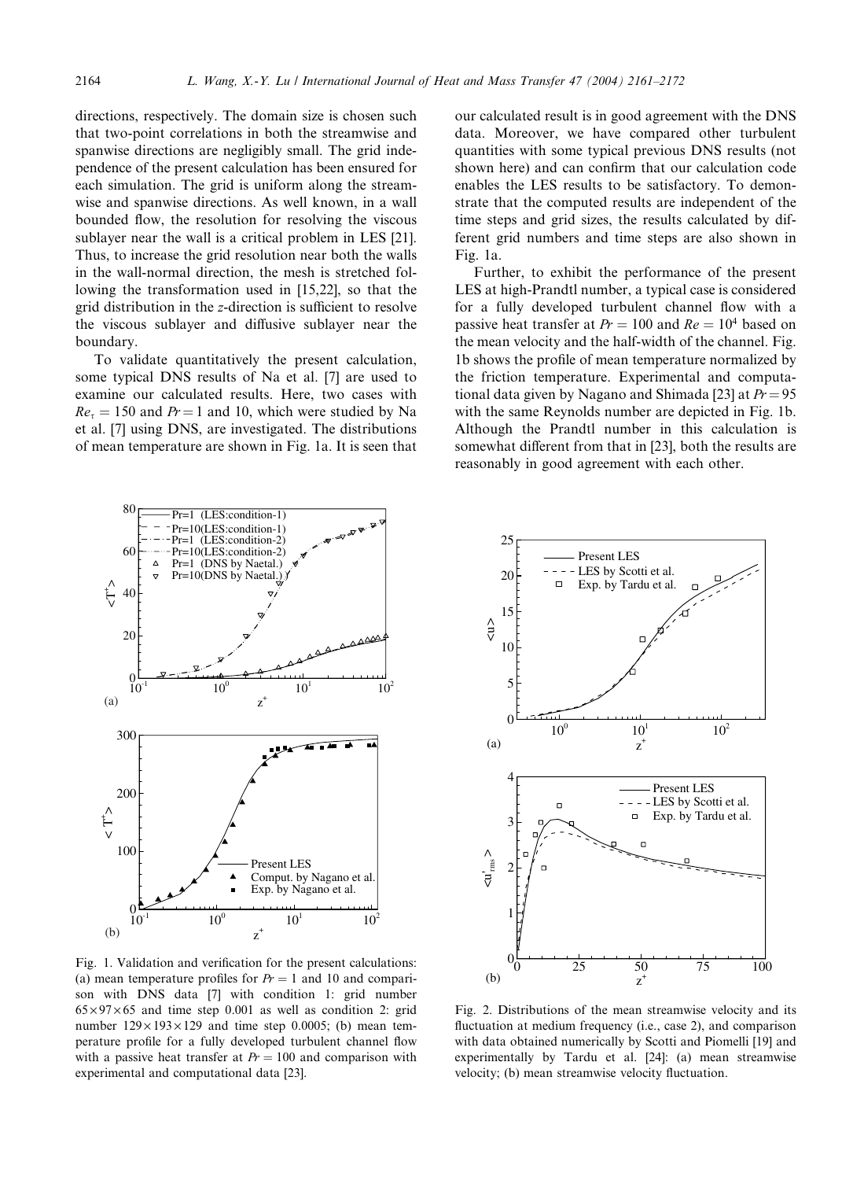directions, respectively. The domain size is chosen such that two-point correlations in both the streamwise and spanwise directions are negligibly small. The grid independence of the present calculation has been ensured for each simulation. The grid is uniform along the streamwise and spanwise directions. As well known, in a wall bounded flow, the resolution for resolving the viscous sublayer near the wall is a critical problem in LES [21]. Thus, to increase the grid resolution near both the walls in the wall-normal direction, the mesh is stretched following the transformation used in [15,22], so that the grid distribution in the $z$-direction is sufficient to resolve the viscous sublayer and diffusive sublayer near the boundary.

To validate quantitatively the present calculation, some typical DNS results of Na et al. [7] are used to examine our calculated results. Here, two cases with $Re_\tau = 150$ and $Pr = 1$ and 10, which were studied by Na et al. [7] using DNS, are investigated. The distributions of mean temperature are shown in Fig. 1a. It is seen that our calculated result is in good agreement with the DNS data. Moreover, we have compared other turbulent quantities with some typical previous DNS results (not shown here) and can confirm that our calculation code enables the LES results to be satisfactory. To demonstrate that the computed results are independent of the time steps and grid sizes, the results calculated by different grid numbers and time steps are also shown in Fig. 1a.

Further, to exhibit the performance of the present LES at high-Prandtl number, a typical case is considered for a fully developed turbulent channel flow with a passive heat transfer at $Pr = 100$ and $Re = 10^4$ based on the mean velocity and the half-width of the channel. Fig. 1b shows the profile of mean temperature normalized by the friction temperature. Experimental and computational data given by Nagano and Shimada [23] at $Pr = 95$ with the same Reynolds number are depicted in Fig. 1b. Although the Prandtl number in this calculation is somewhat different from that in [23], both the results are reasonably in good agreement with each other.

Fig. 1. Validation and verification for the present calculations: (a) mean temperature profiles for $Pr = 1$ and 10 and comparison with DNS data [7] with condition 1: grid number $65 \times 97 \times 65$ and time step 0.001 as well as condition 2: grid number $129 \times 193 \times 129$ and time step 0.0005; (b) mean temperature profile for a fully developed turbulent channel flow with a passive heat transfer at $Pr = 100$ and comparison with experimental and computational data [23].

Fig. 2. Distributions of the mean streamwise velocity and its fluctuation at medium frequency (i.e., case 2), and comparison with data obtained numerically by Scotti and Piomelli [19] and experimentally by Tardu et al. [24]: (a) mean streamwise velocity; (b) mean streamwise velocity fluctuation.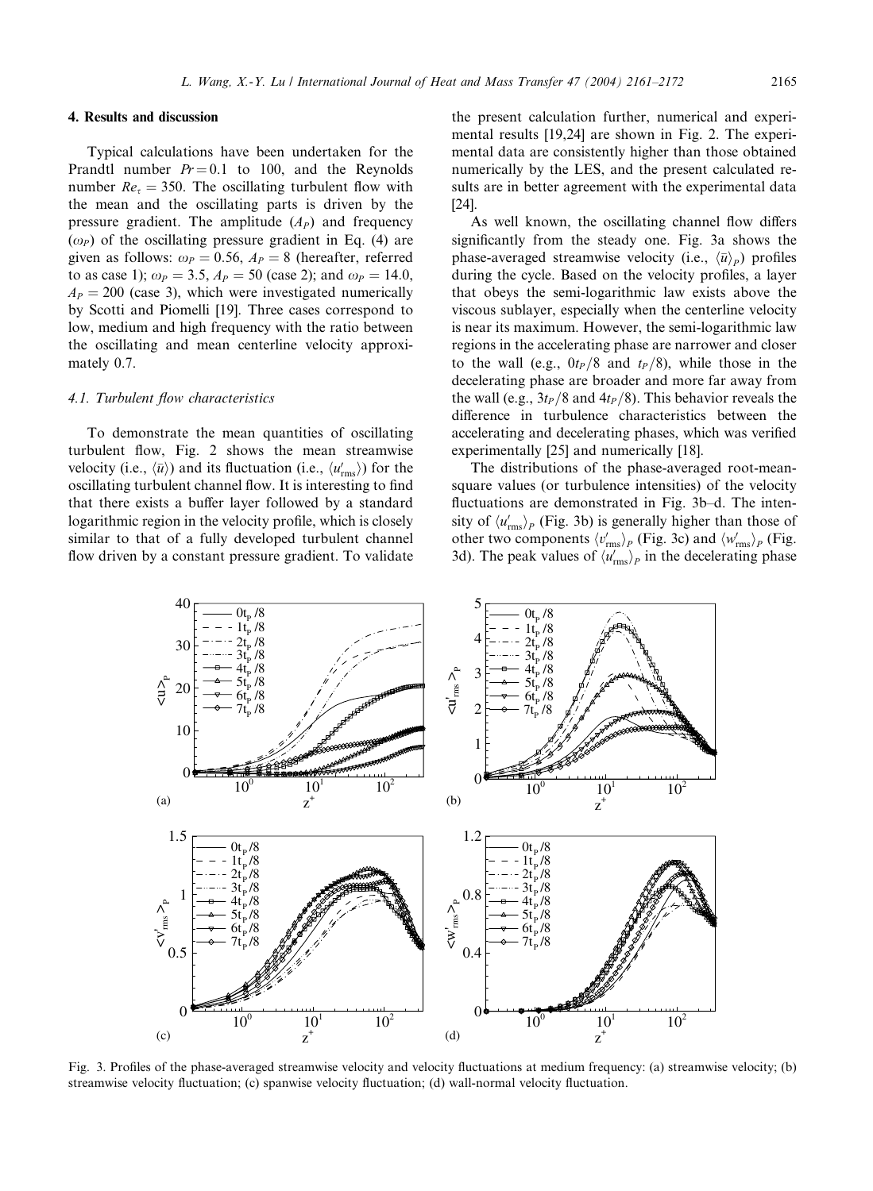## 4. Results and discussion

Typical calculations have been undertaken for the Prandtl number $Pr = 0.1$ to 100, and the Reynolds number $Re_\tau = 350$. The oscillating turbulent flow with the mean and the oscillating parts is driven by the pressure gradient. The amplitude ($A_P$) and frequency ($\omega_P$) of the oscillating pressure gradient in Eq. (4) are given as follows: $\omega_P = 0.56$, $A_P = 8$ (hereafter, referred to as case 1); $\omega_P = 3.5$, $A_P = 50$ (case 2); and $\omega_P = 14.0$, $A_P = 200$ (case 3), which were investigated numerically by Scotti and Piomelli [19]. Three cases correspond to low, medium and high frequency with the ratio between the oscillating and mean centerline velocity approximately 0.7.

### 4.1. Turbulent flow characteristics

To demonstrate the mean quantities of oscillating turbulent flow, Fig. 2 shows the mean streamwise velocity (i.e., $\langle \bar{u} \rangle$) and its fluctuation (i.e., $\langle u'_{\rm rms} \rangle$) for the oscillating turbulent channel flow. It is interesting to find that there exists a buffer layer followed by a standard logarithmic region in the velocity profile, which is closely similar to that of a fully developed turbulent channel flow driven by a constant pressure gradient. To validate the present calculation further, numerical and experimental results [19,24] are shown in Fig. 2. The experimental data are consistently higher than those obtained numerically by the LES, and the present calculated results are in better agreement with the experimental data [24].

As well known, the oscillating channel flow differs significantly from the steady one. Fig. 3a shows the phase-averaged streamwise velocity (i.e., $\langle \bar{u} \rangle_P$) profiles during the cycle. Based on the velocity profiles, a layer that obeys the semi-logarithmic law exists above the viscous sublayer, especially when the centerline velocity is near its maximum. However, the semi-logarithmic law regions in the accelerating phase are narrower and closer to the wall (e.g., $0t_P/8$ and $t_P/8$), while those in the decelerating phase are broader and more far away from the wall (e.g., $3t_P/8$ and $4t_P/8$). This behavior reveals the difference in turbulence characteristics between the accelerating and decelerating phases, which was verified experimentally [25] and numerically [18].

The distributions of the phase-averaged root-mean-square values (or turbulence intensities) of the velocity fluctuations are demonstrated in Fig. 3b–d. The intensity of $\langle u'_{\rm rms} \rangle_P$ (Fig. 3b) is generally higher than those of other two components $\langle v'_{\rm rms} \rangle_P$ (Fig. 3c) and $\langle w'_{\rm rms} \rangle_P$ (Fig. 3d). The peak values of $\langle u'_{\rm rms} \rangle_P$ in the decelerating phase

Fig. 3. Profiles of the phase-averaged streamwise velocity and velocity fluctuations at medium frequency: (a) streamwise velocity; (b) streamwise velocity fluctuation; (c) spanwise velocity fluctuation; (d) wall-normal velocity fluctuation.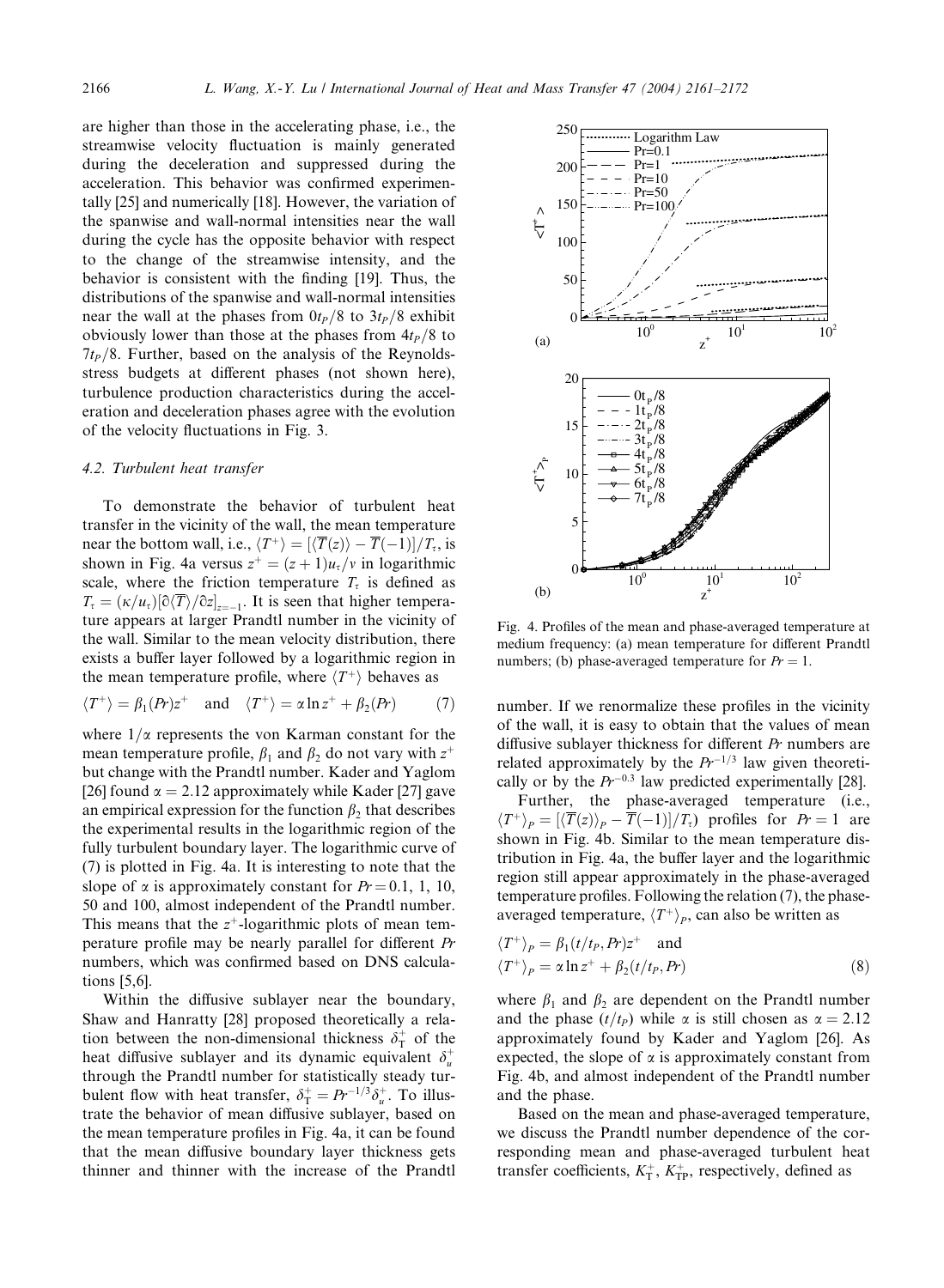are higher than those in the accelerating phase, i.e., the streamwise velocity fluctuation is mainly generated during the deceleration and suppressed during the acceleration. This behavior was confirmed experimentally [25] and numerically [18]. However, the variation of the spanwise and wall-normal intensities near the wall during the cycle has the opposite behavior with respect to the change of the streamwise intensity, and the behavior is consistent with the finding [19]. Thus, the distributions of the spanwise and wall-normal intensities near the wall at the phases from $0t_P/8$ to $3t_P/8$ exhibit obviously lower than those at the phases from $4t_P/8$ to $7t_P/8$. Further, based on the analysis of the Reynolds-stress budgets at different phases (not shown here), turbulence production characteristics during the acceleration and deceleration phases agree with the evolution of the velocity fluctuations in Fig. 3.

### 4.2. Turbulent heat transfer

To demonstrate the behavior of turbulent heat transfer in the vicinity of the wall, the mean temperature near the bottom wall, i.e., $\langle T^+\rangle = [\langle \overline{T}(z)\rangle - \overline{T}(-1)]/T_\tau$, is shown in Fig. 4a versus $z^+ = (z+1)u_\tau/v$ in logarithmic scale, where the friction temperature $T_\tau$ is defined as $T_\tau = (\kappa/u_\tau)[\partial\langle\overline{T}\rangle/\partial z]_{z=-1}$. It is seen that higher temperature appears at larger Prandtl number in the vicinity of the wall. Similar to the mean velocity distribution, there exists a buffer layer followed by a logarithmic region in the mean temperature profile, where $\langle T^+\rangle$ behaves as

$$\langle T^+\rangle = \beta_1(Pr)z^+ \quad \text{and} \quad \langle T^+\rangle = \alpha \ln z^+ + \beta_2(Pr) \tag{7}$$

where $1/\alpha$ represents the von Karman constant for the mean temperature profile, $\beta_1$ and $\beta_2$ do not vary with $z^+$ but change with the Prandtl number. Kader and Yaglom [26] found $\alpha = 2.12$ approximately while Kader [27] gave an empirical expression for the function $\beta_2$ that describes the experimental results in the logarithmic region of the fully turbulent boundary layer. The logarithmic curve of (7) is plotted in Fig. 4a. It is interesting to note that the slope of $\alpha$ is approximately constant for $Pr = 0.1$, 1, 10, 50 and 100, almost independent of the Prandtl number. This means that the $z^+$-logarithmic plots of mean temperature profile may be nearly parallel for different $Pr$ numbers, which was confirmed based on DNS calculations [5,6].

Within the diffusive sublayer near the boundary, Shaw and Hanratty [28] proposed theoretically a relation between the non-dimensional thickness $\delta_T^+$ of the heat diffusive sublayer and its dynamic equivalent $\delta_u^+$ through the Prandtl number for statistically steady turbulent flow with heat transfer, $\delta_T^+ = Pr^{-1/3}\delta_u^+$. To illustrate the behavior of mean diffusive sublayer, based on the mean temperature profiles in Fig. 4a, it can be found that the mean diffusive boundary layer thickness gets thinner and thinner with the increase of the Prandtl number. If we renormalize these profiles in the vicinity of the wall, it is easy to obtain that the values of mean diffusive sublayer thickness for different $Pr$ numbers are related approximately by the $Pr^{-1/3}$ law given theoretically or by the $Pr^{-0.3}$ law predicted experimentally [28].

Fig. 4. Profiles of the mean and phase-averaged temperature at medium frequency: (a) mean temperature for different Prandtl numbers; (b) phase-averaged temperature for $Pr = 1$.

Further, the phase-averaged temperature (i.e., $\langle T^+\rangle_P = [\langle\overline{T}(z)\rangle_P - \overline{T}(-1)]/T_\tau$) profiles for $Pr = 1$ are shown in Fig. 4b. Similar to the mean temperature distribution in Fig. 4a, the buffer layer and the logarithmic region still appear approximately in the phase-averaged temperature profiles. Following the relation (7), the phase-averaged temperature, $\langle T^+\rangle_P$, can also be written as

$$\langle T^+\rangle_P = \beta_1(t/t_P, Pr)z^+ \quad \text{and}$$
$$\langle T^+\rangle_P = \alpha \ln z^+ + \beta_2(t/t_P, Pr) \tag{8}$$

where $\beta_1$ and $\beta_2$ are dependent on the Prandtl number and the phase $(t/t_P)$ while $\alpha$ is still chosen as $\alpha = 2.12$ approximately found by Kader and Yaglom [26]. As expected, the slope of $\alpha$ is approximately constant from Fig. 4b, and almost independent of the Prandtl number and the phase.

Based on the mean and phase-averaged temperature, we discuss the Prandtl number dependence of the corresponding mean and phase-averaged turbulent heat transfer coefficients, $K_T^+$, $K_{TP}^+$, respectively, defined as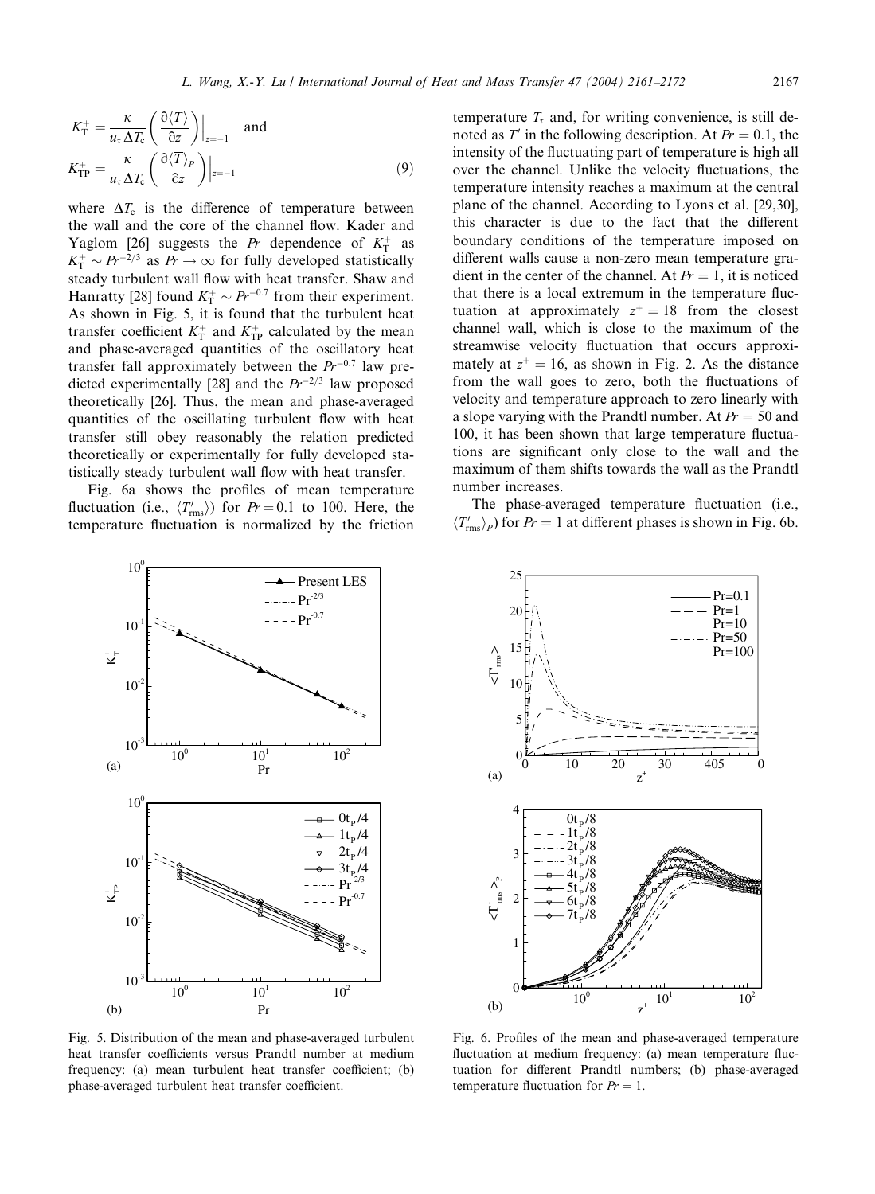$$K_{\mathrm{T}}^{+} = \frac{\kappa}{u_{\tau}\,\Delta T_{\mathrm{c}}}\left(\frac{\partial \langle \overline{T} \rangle}{\partial z}\right)\bigg|_{z=-1} \quad \text{and}$$

$$K_{\mathrm{TP}}^{+} = \frac{\kappa}{u_{\tau}\,\Delta T_{\mathrm{c}}}\left(\frac{\partial \langle \overline{T} \rangle_{P}}{\partial z}\right)\bigg|_{z=-1} \tag{9}$$

where $\Delta T_{\mathrm{c}}$ is the difference of temperature between the wall and the core of the channel flow. Kader and Yaglom [26] suggests the $Pr$ dependence of $K_{\mathrm{T}}^{+}$ as $K_{\mathrm{T}}^{+} \sim Pr^{-2/3}$ as $Pr \to \infty$ for fully developed statistically steady turbulent wall flow with heat transfer. Shaw and Hanratty [28] found $K_{\mathrm{T}}^{+} \sim Pr^{-0.7}$ from their experiment. As shown in Fig. 5, it is found that the turbulent heat transfer coefficient $K_{\mathrm{T}}^{+}$ and $K_{\mathrm{TP}}^{+}$ calculated by the mean and phase-averaged quantities of the oscillatory heat transfer fall approximately between the $Pr^{-0.7}$ law predicted experimentally [28] and the $Pr^{-2/3}$ law proposed theoretically [26]. Thus, the mean and phase-averaged quantities of the oscillating turbulent flow with heat transfer still obey reasonably the relation predicted theoretically or experimentally for fully developed statistically steady turbulent wall flow with heat transfer.

Fig. 6a shows the profiles of mean temperature fluctuation (i.e., $\langle T'_{\mathrm{rms}} \rangle$) for $Pr = 0.1$ to 100. Here, the temperature fluctuation is normalized by the friction temperature $T_{\tau}$ and, for writing convenience, is still denoted as $T'$ in the following description. At $Pr = 0.1$, the intensity of the fluctuating part of temperature is high all over the channel. Unlike the velocity fluctuations, the temperature intensity reaches a maximum at the central plane of the channel. According to Lyons et al. [29,30], this character is due to the fact that the different boundary conditions of the temperature imposed on different walls cause a non-zero mean temperature gradient in the center of the channel. At $Pr = 1$, it is noticed that there is a local extremum in the temperature fluctuation at approximately $z^{+} = 18$ from the closest channel wall, which is close to the maximum of the streamwise velocity fluctuation that occurs approximately at $z^{+} = 16$, as shown in Fig. 2. As the distance from the wall goes to zero, both the fluctuations of velocity and temperature approach to zero linearly with a slope varying with the Prandtl number. At $Pr = 50$ and 100, it has been shown that large temperature fluctuations are significant only close to the wall and the maximum of them shifts towards the wall as the Prandtl number increases.

The phase-averaged temperature fluctuation (i.e., $\langle T'_{\mathrm{rms}} \rangle_{P}$) for $Pr = 1$ at different phases is shown in Fig. 6b.

Fig. 5. Distribution of the mean and phase-averaged turbulent heat transfer coefficients versus Prandtl number at medium frequency: (a) mean turbulent heat transfer coefficient; (b) phase-averaged turbulent heat transfer coefficient.

Fig. 6. Profiles of the mean and phase-averaged temperature fluctuation at medium frequency: (a) mean temperature fluctuation for different Prandtl numbers; (b) phase-averaged temperature fluctuation for $Pr = 1$.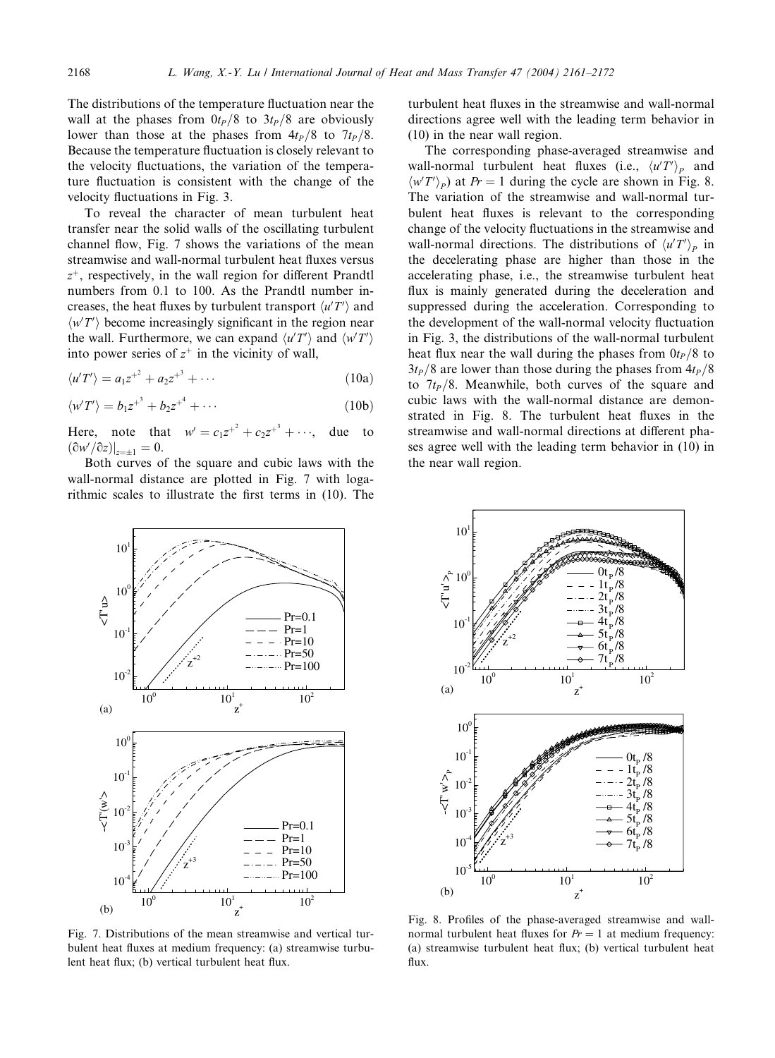The distributions of the temperature fluctuation near the wall at the phases from $0t_P/8$ to $3t_P/8$ are obviously lower than those at the phases from $4t_P/8$ to $7t_P/8$. Because the temperature fluctuation is closely relevant to the velocity fluctuations, the variation of the temperature fluctuation is consistent with the change of the velocity fluctuations in Fig. 3.

To reveal the character of mean turbulent heat transfer near the solid walls of the oscillating turbulent channel flow, Fig. 7 shows the variations of the mean streamwise and wall-normal turbulent heat fluxes versus $z^+$, respectively, in the wall region for different Prandtl numbers from 0.1 to 100. As the Prandtl number increases, the heat fluxes by turbulent transport $\langle u'T'\rangle$ and $\langle w'T'\rangle$ become increasingly significant in the region near the wall. Furthermore, we can expand $\langle u'T'\rangle$ and $\langle w'T'\rangle$ into power series of $z^+$ in the vicinity of wall,

$$\langle u'T'\rangle = a_1 z^{+^2} + a_2 z^{+^3} + \cdots \tag{10a}$$

$$\langle w'T'\rangle = b_1 z^{+^3} + b_2 z^{+^4} + \cdots \tag{10b}$$

Here, note that $w' = c_1 z^{+^2} + c_2 z^{+^3} + \cdots$, due to $(\partial w'/\partial z)|_{z=\pm 1} = 0$.

Both curves of the square and cubic laws with the wall-normal distance are plotted in Fig. 7 with logarithmic scales to illustrate the first terms in (10). The turbulent heat fluxes in the streamwise and wall-normal directions agree well with the leading term behavior in (10) in the near wall region.

The corresponding phase-averaged streamwise and wall-normal turbulent heat fluxes (i.e., $\langle u'T'\rangle_P$ and $\langle w'T'\rangle_P$) at $Pr = 1$ during the cycle are shown in Fig. 8. The variation of the streamwise and wall-normal turbulent heat fluxes is relevant to the corresponding change of the velocity fluctuations in the streamwise and wall-normal directions. The distributions of $\langle u'T'\rangle_P$ in the decelerating phase are higher than those in the accelerating phase, i.e., the streamwise turbulent heat flux is mainly generated during the deceleration and suppressed during the acceleration. Corresponding to the development of the wall-normal velocity fluctuation in Fig. 3, the distributions of the wall-normal turbulent heat flux near the wall during the phases from $0t_P/8$ to $3t_P/8$ are lower than those during the phases from $4t_P/8$ to $7t_P/8$. Meanwhile, both curves of the square and cubic laws with the wall-normal distance are demonstrated in Fig. 8. The turbulent heat fluxes in the streamwise and wall-normal directions at different phases agree well with the leading term behavior in (10) in the near wall region.

Fig. 7. Distributions of the mean streamwise and vertical turbulent heat fluxes at medium frequency: (a) streamwise turbulent heat flux; (b) vertical turbulent heat flux.

Fig. 8. Profiles of the phase-averaged streamwise and wall-normal turbulent heat fluxes for $Pr = 1$ at medium frequency: (a) streamwise turbulent heat flux; (b) vertical turbulent heat flux.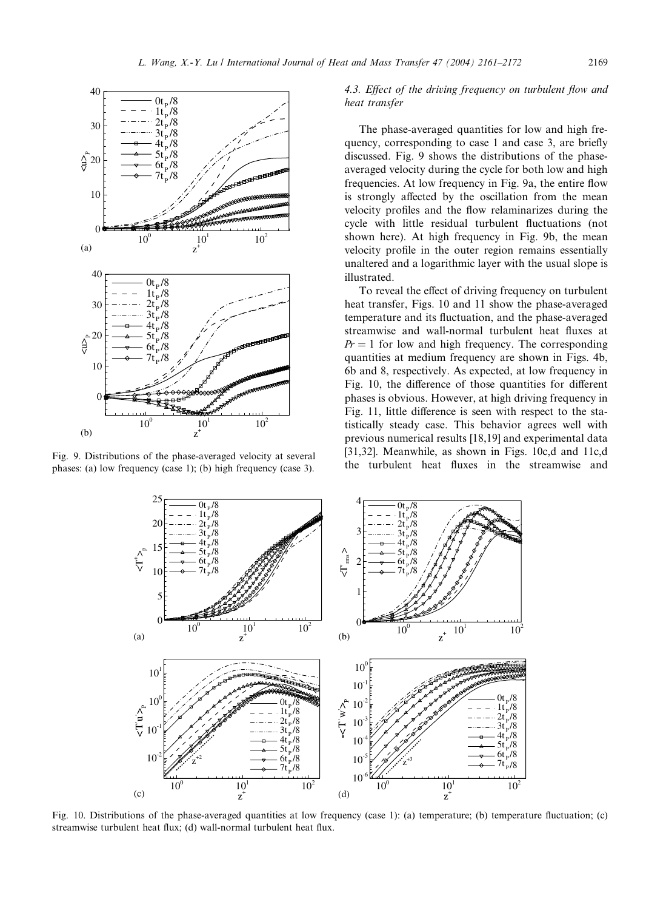### 4.3. Effect of the driving frequency on turbulent flow and heat transfer

The phase-averaged quantities for low and high frequency, corresponding to case 1 and case 3, are briefly discussed. Fig. 9 shows the distributions of the phase-averaged velocity during the cycle for both low and high frequencies. At low frequency in Fig. 9a, the entire flow is strongly affected by the oscillation from the mean velocity profiles and the flow relaminarizes during the cycle with little residual turbulent fluctuations (not shown here). At high frequency in Fig. 9b, the mean velocity profile in the outer region remains essentially unaltered and a logarithmic layer with the usual slope is illustrated.

To reveal the effect of driving frequency on turbulent heat transfer, Figs. 10 and 11 show the phase-averaged temperature and its fluctuation, and the phase-averaged streamwise and wall-normal turbulent heat fluxes at $Pr = 1$ for low and high frequency. The corresponding quantities at medium frequency are shown in Figs. 4b, 6b and 8, respectively. As expected, at low frequency in Fig. 10, the difference of those quantities for different phases is obvious. However, at high driving frequency in Fig. 11, little difference is seen with respect to the statistically steady case. This behavior agrees well with previous numerical results [18,19] and experimental data [31,32]. Meanwhile, as shown in Figs. 10c,d and 11c,d the turbulent heat fluxes in the streamwise and

Fig. 9. Distributions of the phase-averaged velocity at several phases: (a) low frequency (case 1); (b) high frequency (case 3).

Fig. 10. Distributions of the phase-averaged quantities at low frequency (case 1): (a) temperature; (b) temperature fluctuation; (c) streamwise turbulent heat flux; (d) wall-normal turbulent heat flux.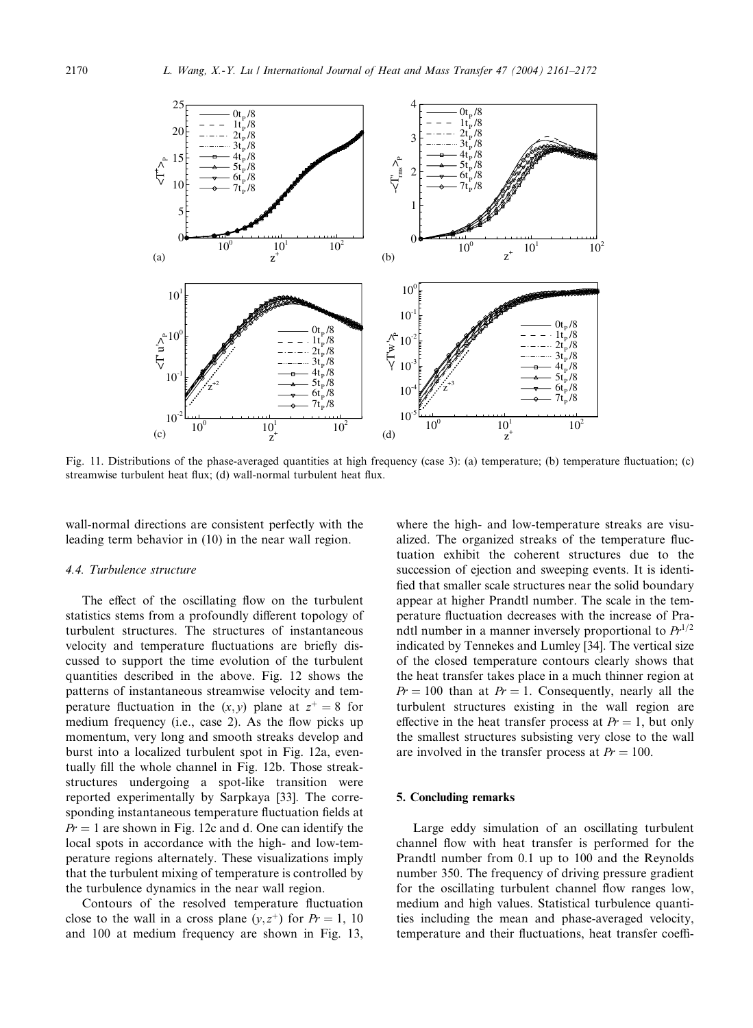Fig. 11. Distributions of the phase-averaged quantities at high frequency (case 3): (a) temperature; (b) temperature fluctuation; (c) streamwise turbulent heat flux; (d) wall-normal turbulent heat flux.

wall-normal directions are consistent perfectly with the leading term behavior in (10) in the near wall region.

### 4.4. Turbulence structure

The effect of the oscillating flow on the turbulent statistics stems from a profoundly different topology of turbulent structures. The structures of instantaneous velocity and temperature fluctuations are briefly discussed to support the time evolution of the turbulent quantities described in the above. Fig. 12 shows the patterns of instantaneous streamwise velocity and temperature fluctuation in the $(x, y)$ plane at $z^+ = 8$ for medium frequency (i.e., case 2). As the flow picks up momentum, very long and smooth streaks develop and burst into a localized turbulent spot in Fig. 12a, eventually fill the whole channel in Fig. 12b. Those streak-structures undergoing a spot-like transition were reported experimentally by Sarpkaya [33]. The corresponding instantaneous temperature fluctuation fields at $Pr = 1$ are shown in Fig. 12c and d. One can identify the local spots in accordance with the high- and low-temperature regions alternately. These visualizations imply that the turbulent mixing of temperature is controlled by the turbulence dynamics in the near wall region.

Contours of the resolved temperature fluctuation close to the wall in a cross plane $(y, z^+)$ for $Pr = 1$, 10 and 100 at medium frequency are shown in Fig. 13, where the high- and low-temperature streaks are visualized. The organized streaks of the temperature fluctuation exhibit the coherent structures due to the succession of ejection and sweeping events. It is identified that smaller scale structures near the solid boundary appear at higher Prandtl number. The scale in the temperature fluctuation decreases with the increase of Prandtl number in a manner inversely proportional to $Pr^{1/2}$ indicated by Tennekes and Lumley [34]. The vertical size of the closed temperature contours clearly shows that the heat transfer takes place in a much thinner region at $Pr = 100$ than at $Pr = 1$. Consequently, nearly all the turbulent structures existing in the wall region are effective in the heat transfer process at $Pr = 1$, but only the smallest structures subsisting very close to the wall are involved in the transfer process at $Pr = 100$.

## 5. Concluding remarks

Large eddy simulation of an oscillating turbulent channel flow with heat transfer is performed for the Prandtl number from 0.1 up to 100 and the Reynolds number 350. The frequency of driving pressure gradient for the oscillating turbulent channel flow ranges low, medium and high values. Statistical turbulence quantities including the mean and phase-averaged velocity, temperature and their fluctuations, heat transfer coeffi-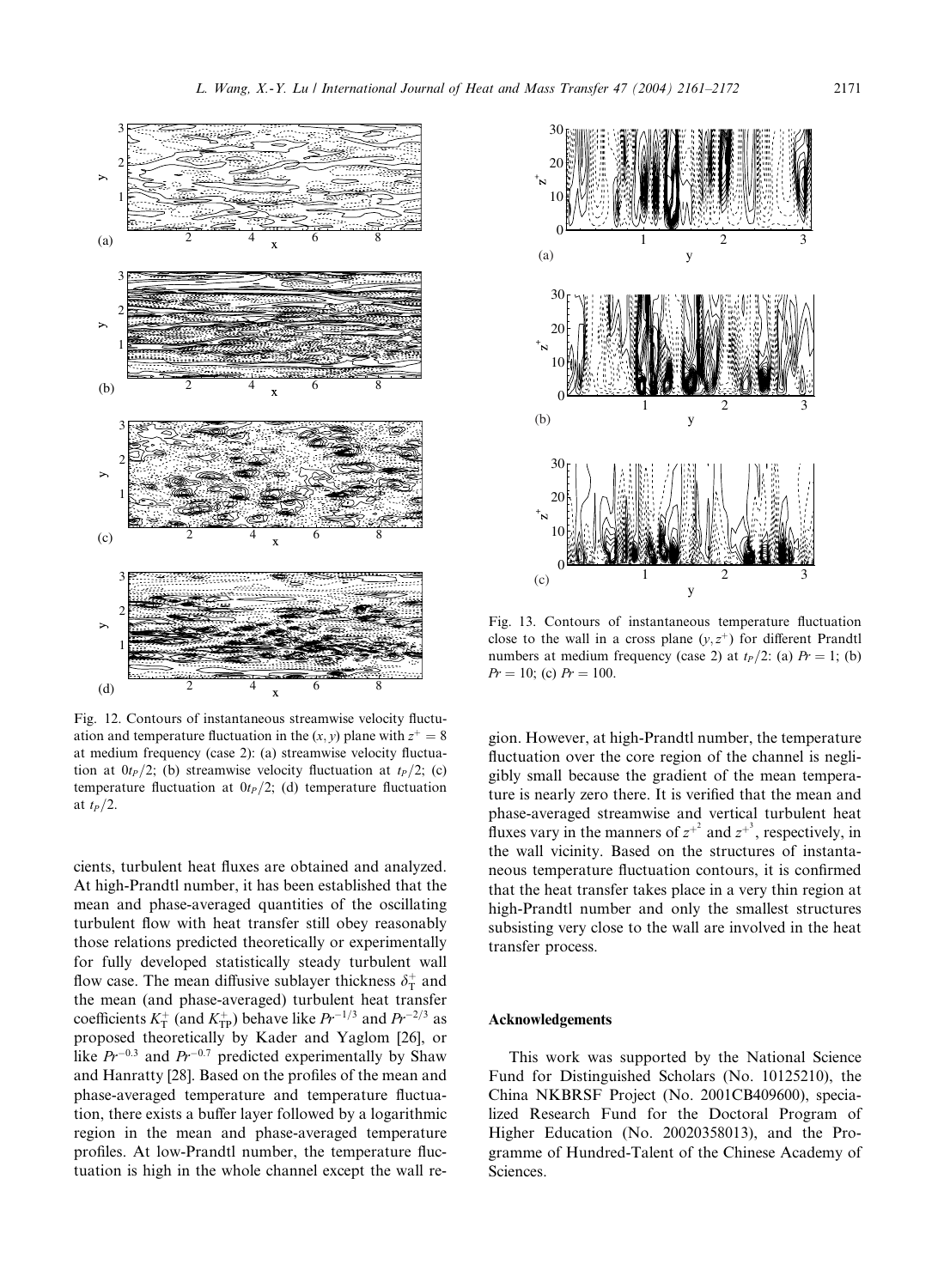Fig. 12. Contours of instantaneous streamwise velocity fluctuation and temperature fluctuation in the $(x, y)$ plane with $z^+ = 8$ at medium frequency (case 2): (a) streamwise velocity fluctuation at $0t_P/2$; (b) streamwise velocity fluctuation at $t_P/2$; (c) temperature fluctuation at $0t_P/2$; (d) temperature fluctuation at $t_P/2$.

Fig. 13. Contours of instantaneous temperature fluctuation close to the wall in a cross plane $(y, z^+)$ for different Prandtl numbers at medium frequency (case 2) at $t_P/2$: (a) $Pr = 1$; (b) $Pr = 10$; (c) $Pr = 100$.

cients, turbulent heat fluxes are obtained and analyzed. At high-Prandtl number, it has been established that the mean and phase-averaged quantities of the oscillating turbulent flow with heat transfer still obey reasonably those relations predicted theoretically or experimentally for fully developed statistically steady turbulent wall flow case. The mean diffusive sublayer thickness $\delta_T^+$ and the mean (and phase-averaged) turbulent heat transfer coefficients $K_T^+$ (and $K_{TP}^+$) behave like $Pr^{-1/3}$ and $Pr^{-2/3}$ as proposed theoretically by Kader and Yaglom [26], or like $Pr^{-0.3}$ and $Pr^{-0.7}$ predicted experimentally by Shaw and Hanratty [28]. Based on the profiles of the mean and phase-averaged temperature and temperature fluctuation, there exists a buffer layer followed by a logarithmic region in the mean and phase-averaged temperature profiles. At low-Prandtl number, the temperature fluctuation is high in the whole channel except the wall region. However, at high-Prandtl number, the temperature fluctuation over the core region of the channel is negligibly small because the gradient of the mean temperature is nearly zero there. It is verified that the mean and phase-averaged streamwise and vertical turbulent heat fluxes vary in the manners of $z^{+^2}$ and $z^{+^3}$, respectively, in the wall vicinity. Based on the structures of instantaneous temperature fluctuation contours, it is confirmed that the heat transfer takes place in a very thin region at high-Prandtl number and only the smallest structures subsisting very close to the wall are involved in the heat transfer process.

## Acknowledgements

This work was supported by the National Science Fund for Distinguished Scholars (No. 10125210), the China NKBRSF Project (No. 2001CB409600), specialized Research Fund for the Doctoral Program of Higher Education (No. 20020358013), and the Programme of Hundred-Talent of the Chinese Academy of Sciences.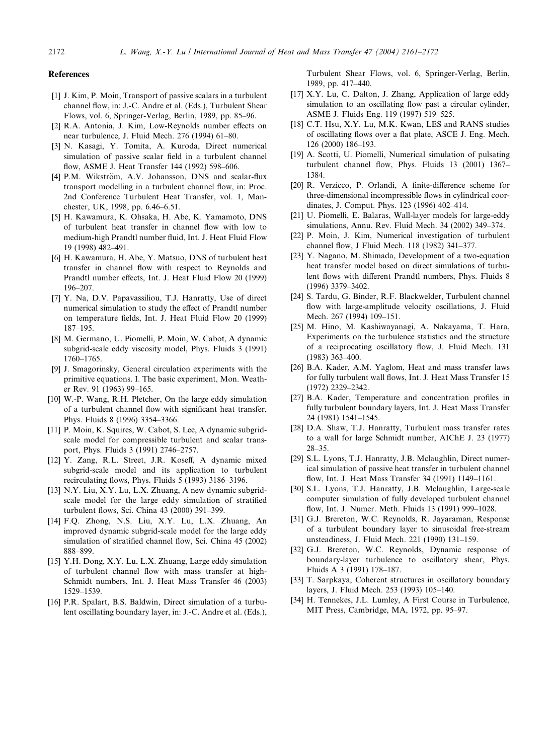## References

[1] J. Kim, P. Moin, Transport of passive scalars in a turbulent channel flow, in: J.-C. Andre et al. (Eds.), Turbulent Shear Flows, vol. 6, Springer-Verlag, Berlin, 1989, pp. 85–96.

[2] R.A. Antonia, J. Kim, Low-Reynolds number effects on near turbulence, J. Fluid Mech. 276 (1994) 61–80.

[3] N. Kasagi, Y. Tomita, A. Kuroda, Direct numerical simulation of passive scalar field in a turbulent channel flow, ASME J. Heat Transfer 144 (1992) 598–606.

[4] P.M. Wikström, A.V. Johansson, DNS and scalar-flux transport modelling in a turbulent channel flow, in: Proc. 2nd Conference Turbulent Heat Transfer, vol. 1, Manchester, UK, 1998, pp. 6.46–6.51.

[5] H. Kawamura, K. Ohsaka, H. Abe, K. Yamamoto, DNS of turbulent heat transfer in channel flow with low to medium-high Prandtl number fluid, Int. J. Heat Fluid Flow 19 (1998) 482–491.

[6] H. Kawamura, H. Abe, Y. Matsuo, DNS of turbulent heat transfer in channel flow with respect to Reynolds and Prandtl number effects, Int. J. Heat Fluid Flow 20 (1999) 196–207.

[7] Y. Na, D.V. Papavassiliou, T.J. Hanratty, Use of direct numerical simulation to study the effect of Prandtl number on temperature fields, Int. J. Heat Fluid Flow 20 (1999) 187–195.

[8] M. Germano, U. Piomelli, P. Moin, W. Cabot, A dynamic subgrid-scale eddy viscosity model, Phys. Fluids 3 (1991) 1760–1765.

[9] J. Smagorinsky, General circulation experiments with the primitive equations. I. The basic experiment, Mon. Weather Rev. 91 (1963) 99–165.

[10] W.-P. Wang, R.H. Pletcher, On the large eddy simulation of a turbulent channel flow with significant heat transfer, Phys. Fluids 8 (1996) 3354–3366.

[11] P. Moin, K. Squires, W. Cabot, S. Lee, A dynamic subgrid-scale model for compressible turbulent and scalar transport, Phys. Fluids 3 (1991) 2746–2757.

[12] Y. Zang, R.L. Street, J.R. Koseff, A dynamic mixed subgrid-scale model and its application to turbulent recirculating flows, Phys. Fluids 5 (1993) 3186–3196.

[13] N.Y. Liu, X.Y. Lu, L.X. Zhuang, A new dynamic subgrid-scale model for the large eddy simulation of stratified turbulent flows, Sci. China 43 (2000) 391–399.

[14] F.Q. Zhong, N.S. Liu, X.Y. Lu, L.X. Zhuang, An improved dynamic subgrid-scale model for the large eddy simulation of stratified channel flow, Sci. China 45 (2002) 888–899.

[15] Y.H. Dong, X.Y. Lu, L.X. Zhuang, Large eddy simulation of turbulent channel flow with mass transfer at high-Schmidt numbers, Int. J. Heat Mass Transfer 46 (2003) 1529–1539.

[16] P.R. Spalart, B.S. Baldwin, Direct simulation of a turbulent oscillating boundary layer, in: J.-C. Andre et al. (Eds.), Turbulent Shear Flows, vol. 6, Springer-Verlag, Berlin, 1989, pp. 417–440.

[17] X.Y. Lu, C. Dalton, J. Zhang, Application of large eddy simulation to an oscillating flow past a circular cylinder, ASME J. Fluids Eng. 119 (1997) 519–525.

[18] C.T. Hsu, X.Y. Lu, M.K. Kwan, LES and RANS studies of oscillating flows over a flat plate, ASCE J. Eng. Mech. 126 (2000) 186–193.

[19] A. Scotti, U. Piomelli, Numerical simulation of pulsating turbulent channel flow, Phys. Fluids 13 (2001) 1367–1384.

[20] R. Verzicco, P. Orlandi, A finite-difference scheme for three-dimensional incompressible flows in cylindrical coordinates, J. Comput. Phys. 123 (1996) 402–414.

[21] U. Piomelli, E. Balaras, Wall-layer models for large-eddy simulations, Annu. Rev. Fluid Mech. 34 (2002) 349–374.

[22] P. Moin, J. Kim, Numerical investigation of turbulent channel flow, J Fluid Mech. 118 (1982) 341–377.

[23] Y. Nagano, M. Shimada, Development of a two-equation heat transfer model based on direct simulations of turbulent flows with different Prandtl numbers, Phys. Fluids 8 (1996) 3379–3402.

[24] S. Tardu, G. Binder, R.F. Blackwelder, Turbulent channel flow with large-amplitude velocity oscillations, J. Fluid Mech. 267 (1994) 109–151.

[25] M. Hino, M. Kashiwayanagi, A. Nakayama, T. Hara, Experiments on the turbulence statistics and the structure of a reciprocating oscillatory flow, J. Fluid Mech. 131 (1983) 363–400.

[26] B.A. Kader, A.M. Yaglom, Heat and mass transfer laws for fully turbulent wall flows, Int. J. Heat Mass Transfer 15 (1972) 2329–2342.

[27] B.A. Kader, Temperature and concentration profiles in fully turbulent boundary layers, Int. J. Heat Mass Transfer 24 (1981) 1541–1545.

[28] D.A. Shaw, T.J. Hanratty, Turbulent mass transfer rates to a wall for large Schmidt number, AIChE J. 23 (1977) 28–35.

[29] S.L. Lyons, T.J. Hanratty, J.B. Mclaughlin, Direct numerical simulation of passive heat transfer in turbulent channel flow, Int. J. Heat Mass Transfer 34 (1991) 1149–1161.

[30] S.L. Lyons, T.J. Hanratty, J.B. Mclaughlin, Large-scale computer simulation of fully developed turbulent channel flow, Int. J. Numer. Meth. Fluids 13 (1991) 999–1028.

[31] G.J. Brereton, W.C. Reynolds, R. Jayaraman, Response of a turbulent boundary layer to sinusoidal free-stream unsteadiness, J. Fluid Mech. 221 (1990) 131–159.

[32] G.J. Brereton, W.C. Reynolds, Dynamic response of boundary-layer turbulence to oscillatory shear, Phys. Fluids A 3 (1991) 178–187.

[33] T. Sarpkaya, Coherent structures in oscillatory boundary layers, J. Fluid Mech. 253 (1993) 105–140.

[34] H. Tennekes, J.L. Lumley, A First Course in Turbulence, MIT Press, Cambridge, MA, 1972, pp. 95–97.